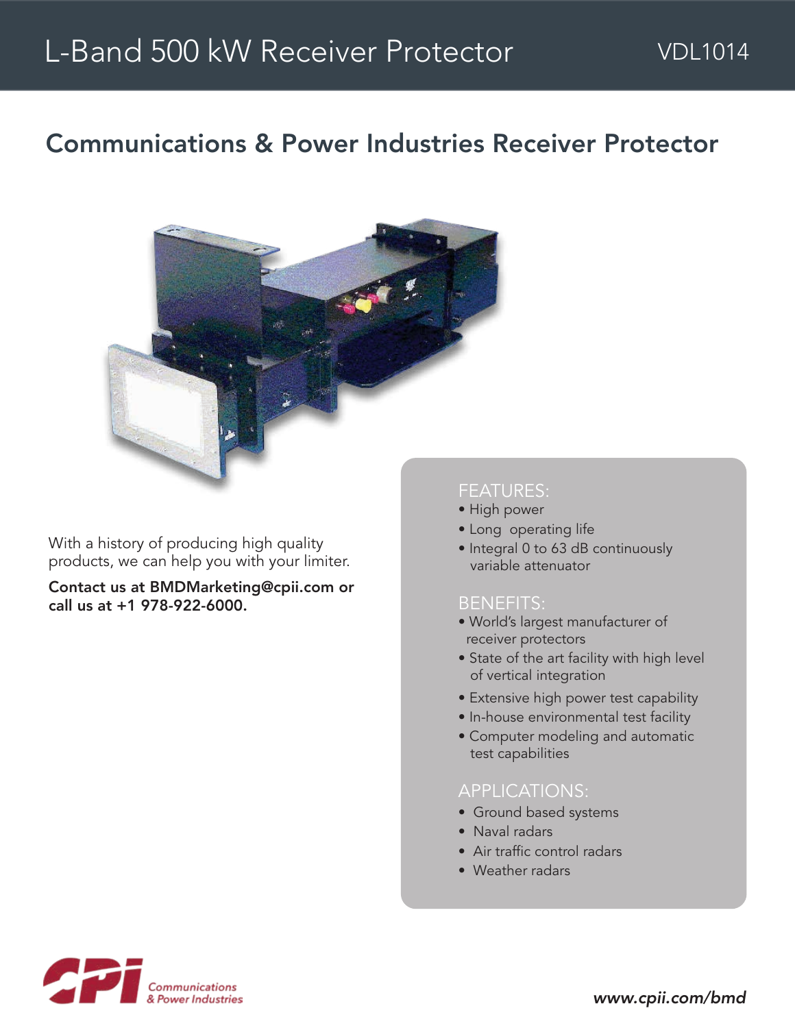# L-Band 500 kW Receiver Protector

VDL1014

## Communications & Power Industries Receiver Protector

With a history of producing high quality products, we can help you with your limiter.

**Contact us at BMDMarketing@cpii.com or call us at +1 978-922-6000.**

### FEATURES:

- High power
- Long operating life
- Integral 0 to 63 dB continuously variable attenuator

### BENEFITS:

- World's largest manufacturer of receiver protectors
- State of the art facility with high level of vertical integration
- Extensive high power test capability
- In-house environmental test facility
- Computer modeling and automatic test capabilities

### APPLICATIONS:

- Ground based systems
- Naval radars
- Air traffic control radars
- Weather radars

Communications & Power Industries

www.cpii.com/bmd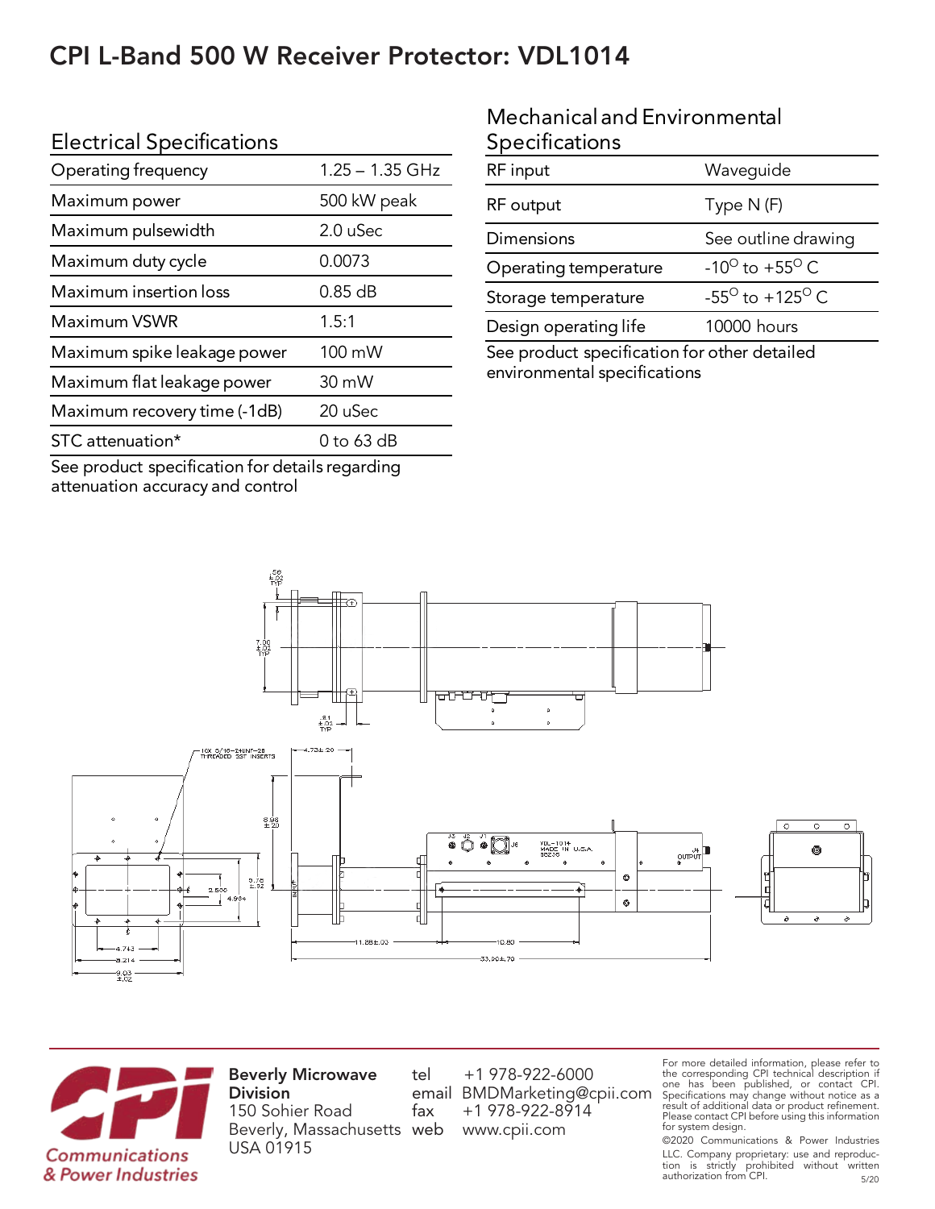# CPI L-Band 500 W Receiver Protector: VDL1014

## Electrical Specifications

| | |
|---|---|
| Operating frequency | 1.25 – 1.35 GHz |
| Maximum power | 500 kW peak |
| Maximum pulsewidth | 2.0 uSec |
| Maximum duty cycle | 0.0073 |
| Maximum insertion loss | 0.85 dB |
| Maximum VSWR | 1.5:1 |
| Maximum spike leakage power | 100 mW |
| Maximum flat leakage power | 30 mW |
| Maximum recovery time (-1dB) | 20 uSec |
| STC attenuation* | 0 to 63 dB |

See product specification for details regarding attenuation accuracy and control

## Mechanical and Environmental Specifications

| | |
|---|---|
| RF input | Waveguide |
| RF output | Type N (F) |
| Dimensions | See outline drawing |
| Operating temperature | -10° to +55° C |
| Storage temperature | -55° to +125° C |
| Design operating life | 10000 hours |

See product specification for other detailed environmental specifications

.56 ±.02 TYP
7.00 ±.02 TYP
.81 ±.02 TYP
10X 5/16-24UNF-2B THREADED SST INSERTS
4.73±.20
8.96 ±.20
9.76 ±.02
2.500
4.964
4.743
8.214
9.03 ±.02
INPUT
J3 J2 J1 J6
VDL-1014 MADE IN U.S.A.
J4 OUTPUT
11.88±.03
10.80
33.90±.70

**Beverly Microwave Division**
150 Sohier Road
Beverly, Massachusetts
USA 01915

tel +1 978-922-6000
email BMDMarketing@cpii.com
fax +1 978-922-8914
web www.cpii.com

For more detailed information, please refer to the corresponding CPI technical description if one has been published, or contact CPI. Specifications may change without notice as a result of additional data or product refinement. Please contact CPI before using this information for system design.

©2020 Communications & Power Industries LLC. Company proprietary: use and reproduction is strictly prohibited without written authorization from CPI.

5/20